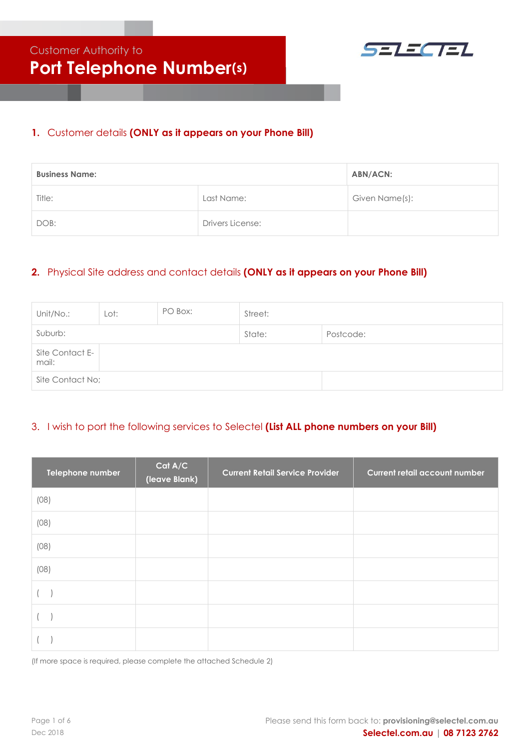Customer Authority to

# Port Telephone Number(s)

SELECTEL

## 1. Customer details **(ONLY as it appears on your Phone Bill)**

| **Business Name:** | | **ABN/ACN:** |
|---|---|---|
| Title: | Last Name: | Given Name(s): |
| DOB: | Drivers License: | |

## 2. Physical Site address and contact details **(ONLY as it appears on your Phone Bill)**

| Unit/No.: | Lot: | PO Box: | Street: | |
|---|---|---|---|---|
| Suburb: | | | State: | Postcode: |
| Site Contact E-mail: | | | | |
| Site Contact No; | | | | |

## 3. I wish to port the following services to Selectel **(List ALL phone numbers on your Bill)**

| Telephone number | Cat A/C (leave Blank) | Current Retail Service Provider | Current retail account number |
|---|---|---|---|
| (08) | | | |
| (08) | | | |
| (08) | | | |
| (08) | | | |
| (    ) | | | |
| (    ) | | | |
| (    ) | | | |

(If more space is required, please complete the attached Schedule 2)

Dec 2018

Please send this form back to: **provisioning@selectel.com.au**
**Selectel.com.au** | **08 7123 2762**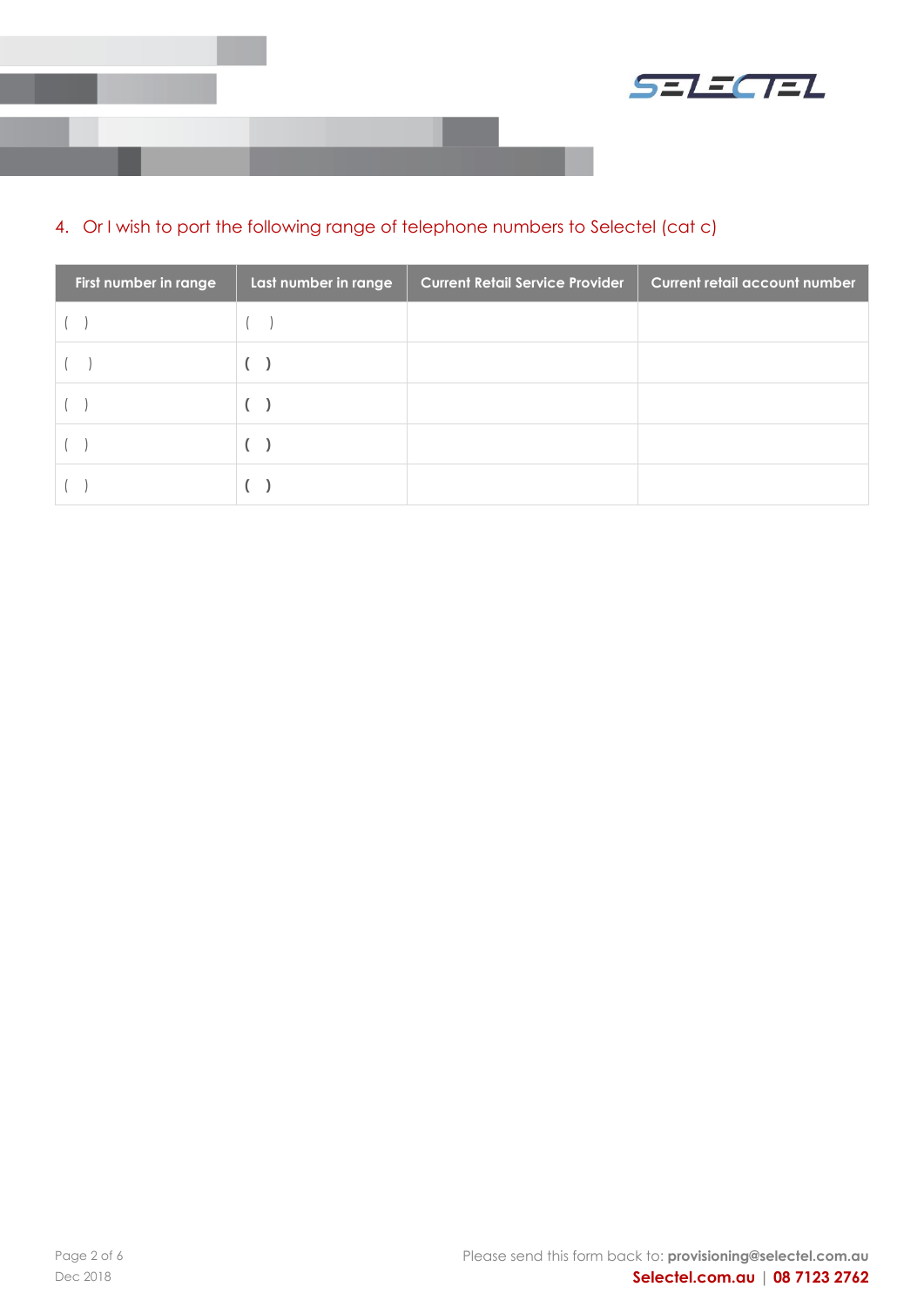4. Or I wish to port the following range of telephone numbers to Selectel (cat c)

| First number in range | Last number in range | Current Retail Service Provider | Current retail account number |
|---|---|---|---|
| ( ) | ( ) | | |
| ( ) | ( ) | | |
| ( ) | ( ) | | |
| ( ) | ( ) | | |
| ( ) | ( ) | | |

Dec 2018

Please send this form back to: **provisioning@selectel.com.au**

**Selectel.com.au** | **08 7123 2762**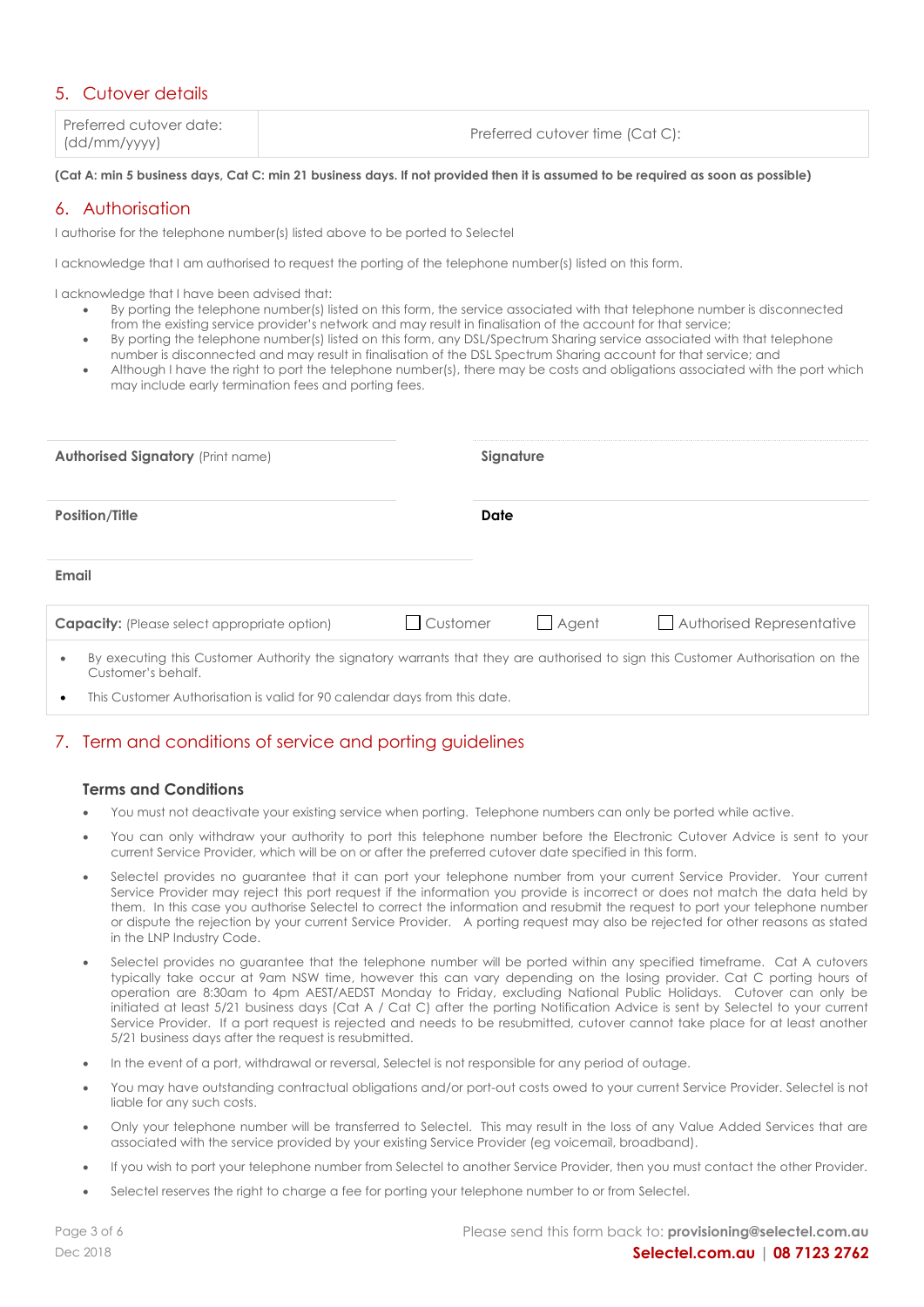## 5. Cutover details

| Preferred cutover date: (dd/mm/yyyy) | Preferred cutover time (Cat C): |
|---|---|

**(Cat A: min 5 business days, Cat C: min 21 business days. If not provided then it is assumed to be required as soon as possible)**

## 6. Authorisation

I authorise for the telephone number(s) listed above to be ported to Selectel

I acknowledge that I am authorised to request the porting of the telephone number(s) listed on this form.

I acknowledge that I have been advised that:

- By porting the telephone number(s) listed on this form, the service associated with that telephone number is disconnected from the existing service provider's network and may result in finalisation of the account for that service;
- By porting the telephone number(s) listed on this form, any DSL/Spectrum Sharing service associated with that telephone number is disconnected and may result in finalisation of the DSL Spectrum Sharing account for that service; and
- Although I have the right to port the telephone number(s), there may be costs and obligations associated with the port which may include early termination fees and porting fees.

| | |
|---|---|
| **Authorised Signatory** (Print name) | **Signature** |
| **Position/Title** | **Date** |
| **Email** | |

**Capacity:** (Please select appropriate option) ☐ Customer ☐ Agent ☐ Authorised Representative

- By executing this Customer Authority the signatory warrants that they are authorised to sign this Customer Authorisation on the Customer's behalf.
- This Customer Authorisation is valid for 90 calendar days from this date.

## 7. Term and conditions of service and porting guidelines

### Terms and Conditions

- You must not deactivate your existing service when porting. Telephone numbers can only be ported while active.
- You can only withdraw your authority to port this telephone number before the Electronic Cutover Advice is sent to your current Service Provider, which will be on or after the preferred cutover date specified in this form.
- Selectel provides no guarantee that it can port your telephone number from your current Service Provider. Your current Service Provider may reject this port request if the information you provide is incorrect or does not match the data held by them. In this case you authorise Selectel to correct the information and resubmit the request to port your telephone number or dispute the rejection by your current Service Provider. A porting request may also be rejected for other reasons as stated in the LNP Industry Code.
- Selectel provides no guarantee that the telephone number will be ported within any specified timeframe. Cat A cutovers typically take occur at 9am NSW time, however this can vary depending on the losing provider. Cat C porting hours of operation are 8:30am to 4pm AEST/AEDST Monday to Friday, excluding National Public Holidays. Cutover can only be initiated at least 5/21 business days (Cat A / Cat C) after the porting Notification Advice is sent by Selectel to your current Service Provider. If a port request is rejected and needs to be resubmitted, cutover cannot take place for at least another 5/21 business days after the request is resubmitted.
- In the event of a port, withdrawal or reversal, Selectel is not responsible for any period of outage.
- You may have outstanding contractual obligations and/or port-out costs owed to your current Service Provider. Selectel is not liable for any such costs.
- Only your telephone number will be transferred to Selectel. This may result in the loss of any Value Added Services that are associated with the service provided by your existing Service Provider (eg voicemail, broadband).
- If you wish to port your telephone number from Selectel to another Service Provider, then you must contact the other Provider.
- Selectel reserves the right to charge a fee for porting your telephone number to or from Selectel.

Please send this form back to: **provisioning@selectel.com.au**

**Selectel.com.au | 08 7123 2762**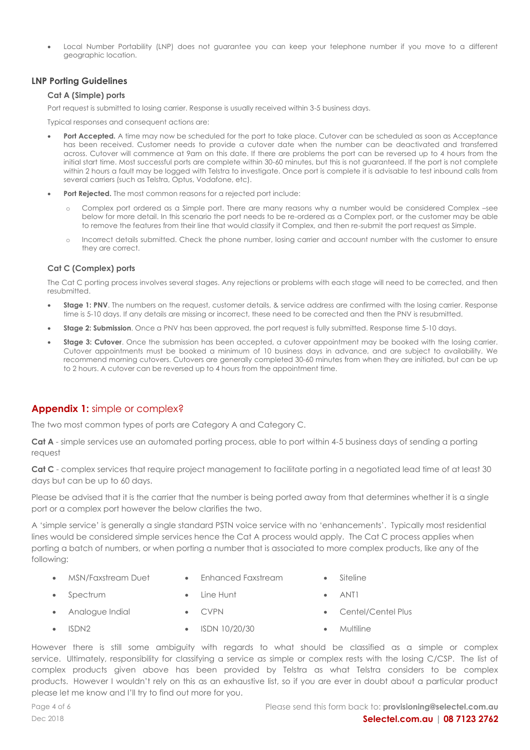- Local Number Portability (LNP) does not guarantee you can keep your telephone number if you move to a different geographic location.

### LNP Porting Guidelines

#### Cat A (Simple) ports

Port request is submitted to losing carrier. Response is usually received within 3-5 business days.

Typical responses and consequent actions are:

- **Port Accepted.** A time may now be scheduled for the port to take place. Cutover can be scheduled as soon as Acceptance has been received. Customer needs to provide a cutover date when the number can be deactivated and transferred across. Cutover will commence at 9am on this date. If there are problems the port can be reversed up to 4 hours from the initial start time. Most successful ports are complete within 30-60 minutes, but this is not guaranteed. If the port is not complete within 2 hours a fault may be logged with Telstra to investigate. Once port is complete it is advisable to test inbound calls from several carriers (such as Telstra, Optus, Vodafone, etc).
- **Port Rejected.** The most common reasons for a rejected port include:
  - Complex port ordered as a Simple port. There are many reasons why a number would be considered Complex –see below for more detail. In this scenario the port needs to be re-ordered as a Complex port, or the customer may be able to remove the features from their line that would classify it Complex, and then re-submit the port request as Simple.
  - Incorrect details submitted. Check the phone number, losing carrier and account number with the customer to ensure they are correct.

#### Cat C (Complex) ports

The Cat C porting process involves several stages. Any rejections or problems with each stage will need to be corrected, and then resubmitted.

- **Stage 1: PNV**. The numbers on the request, customer details, & service address are confirmed with the losing carrier. Response time is 5-10 days. If any details are missing or incorrect, these need to be corrected and then the PNV is resubmitted.
- **Stage 2: Submission**. Once a PNV has been approved, the port request is fully submitted. Response time 5-10 days.
- **Stage 3: Cutover**. Once the submission has been accepted, a cutover appointment may be booked with the losing carrier. Cutover appointments must be booked a minimum of 10 business days in advance, and are subject to availability. We recommend morning cutovers. Cutovers are generally completed 30-60 minutes from when they are initiated, but can be up to 2 hours. A cutover can be reversed up to 4 hours from the appointment time.

## Appendix 1: simple or complex?

The two most common types of ports are Category A and Category C.

**Cat A** - simple services use an automated porting process, able to port within 4-5 business days of sending a porting request

**Cat C** - complex services that require project management to facilitate porting in a negotiated lead time of at least 30 days but can be up to 60 days.

Please be advised that it is the carrier that the number is being ported away from that determines whether it is a single port or a complex port however the below clarifies the two.

A 'simple service' is generally a single standard PSTN voice service with no 'enhancements'. Typically most residential lines would be considered simple services hence the Cat A process would apply. The Cat C process applies when porting a batch of numbers, or when porting a number that is associated to more complex products, like any of the following:

- MSN/Faxstream Duet
- Spectrum
- Analogue Indial
- ISDN2
- Enhanced Faxstream
- Line Hunt
- CVPN
- ISDN 10/20/30
- Siteline
- ANT1
- Centel/Centel Plus
- Multiline

However there is still some ambiguity with regards to what should be classified as a simple or complex service. Ultimately, responsibility for classifying a service as simple or complex rests with the losing C/CSP. The list of complex products given above has been provided by Telstra as what Telstra considers to be complex products. However I wouldn't rely on this as an exhaustive list, so if you are ever in doubt about a particular product please let me know and I'll try to find out more for you.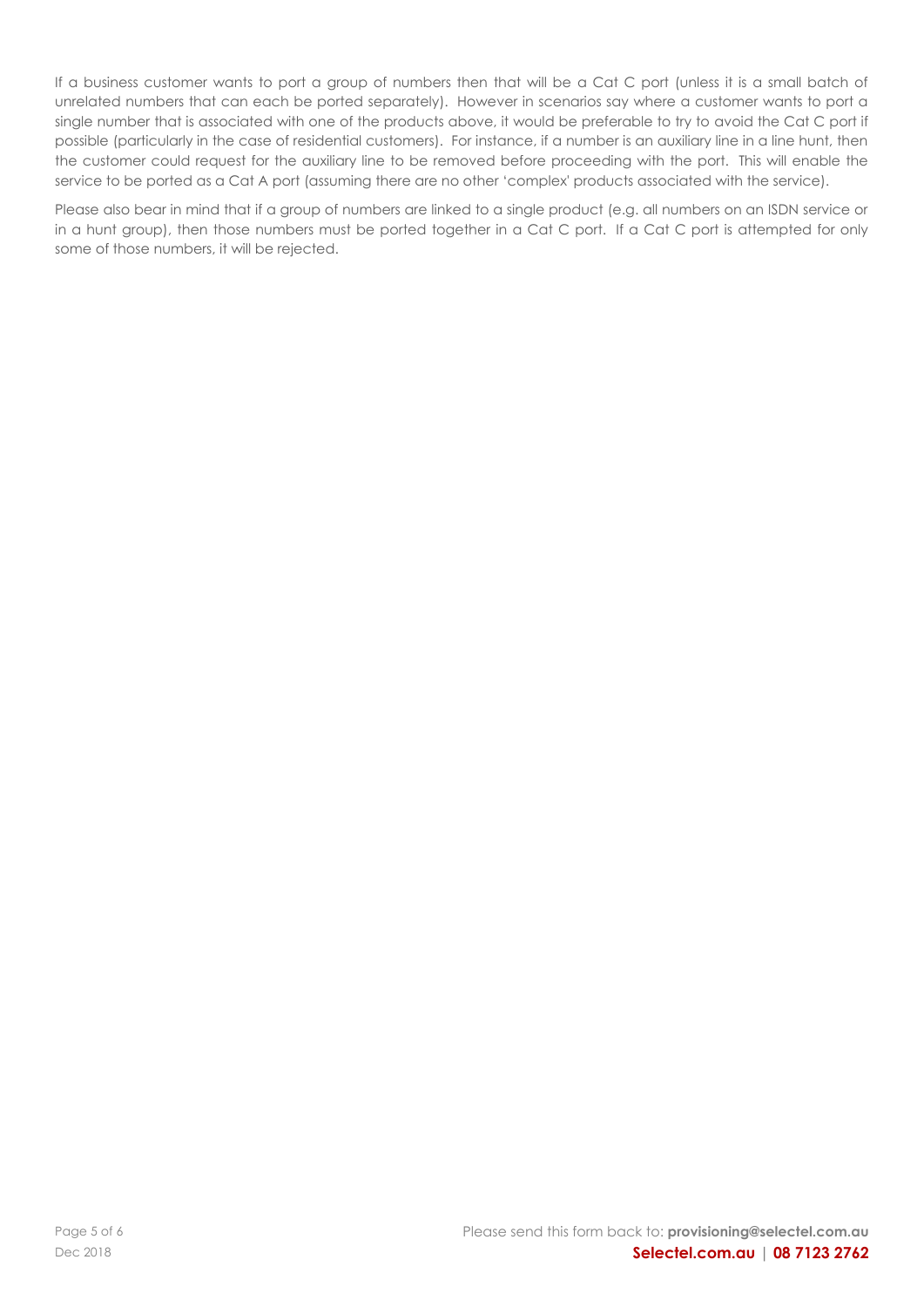If a business customer wants to port a group of numbers then that will be a Cat C port (unless it is a small batch of unrelated numbers that can each be ported separately). However in scenarios say where a customer wants to port a single number that is associated with one of the products above, it would be preferable to try to avoid the Cat C port if possible (particularly in the case of residential customers). For instance, if a number is an auxiliary line in a line hunt, then the customer could request for the auxiliary line to be removed before proceeding with the port. This will enable the service to be ported as a Cat A port (assuming there are no other 'complex' products associated with the service).

Please also bear in mind that if a group of numbers are linked to a single product (e.g. all numbers on an ISDN service or in a hunt group), then those numbers must be ported together in a Cat C port. If a Cat C port is attempted for only some of those numbers, it will be rejected.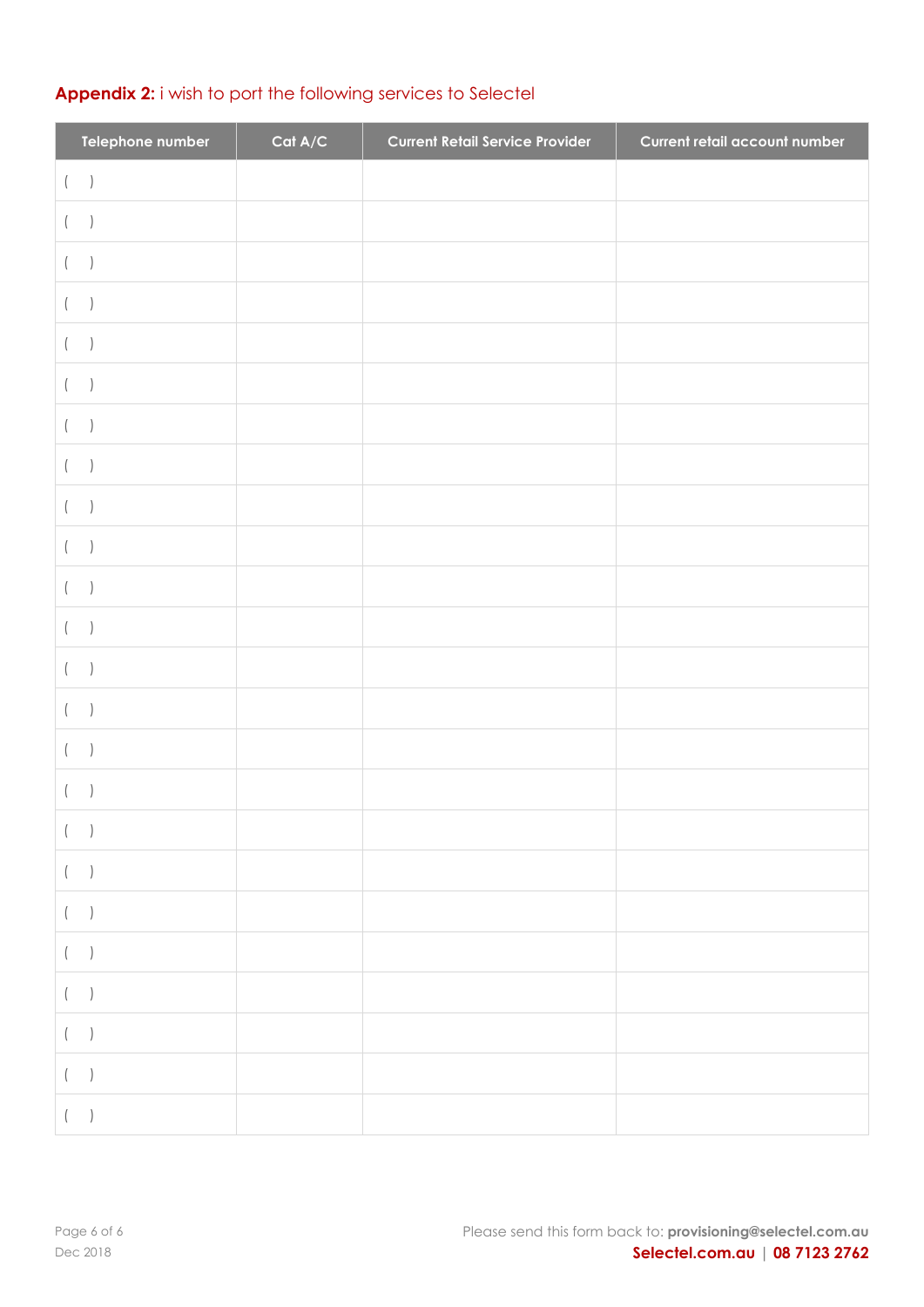## **Appendix 2:** i wish to port the following services to Selectel

| Telephone number | Cat A/C | Current Retail Service Provider | Current retail account number |
|---|---|---|---|
| (    ) | | | |
| (    ) | | | |
| (    ) | | | |
| (    ) | | | |
| (    ) | | | |
| (    ) | | | |
| (    ) | | | |
| (    ) | | | |
| (    ) | | | |
| (    ) | | | |
| (    ) | | | |
| (    ) | | | |
| (    ) | | | |
| (    ) | | | |
| (    ) | | | |
| (    ) | | | |
| (    ) | | | |
| (    ) | | | |
| (    ) | | | |
| (    ) | | | |
| (    ) | | | |
| (    ) | | | |
| (    ) | | | |
| (    ) | | | |

Dec 2018

Please send this form back to: **provisioning@selectel.com.au**

**Selectel.com.au** | **08 7123 2762**